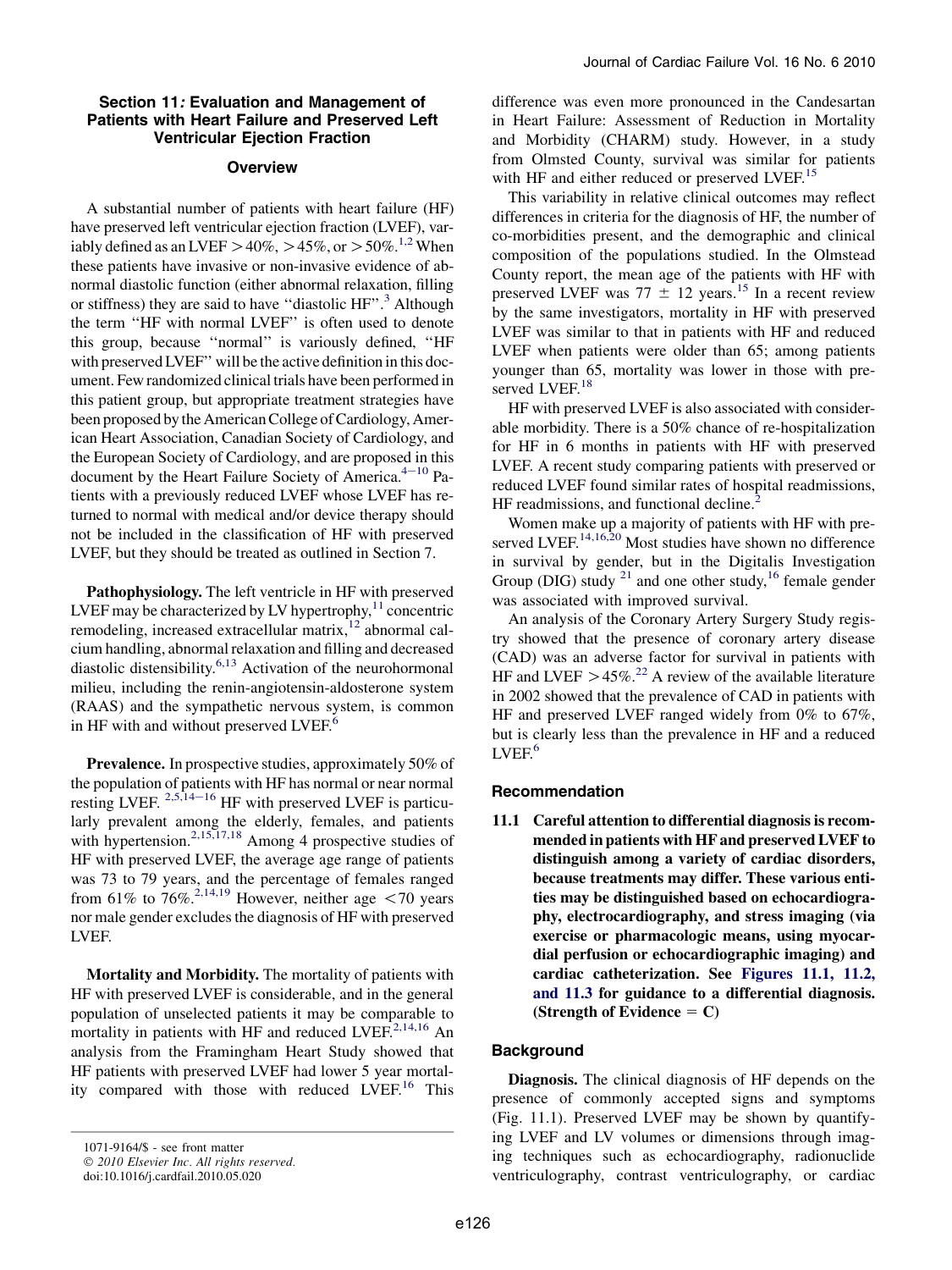## Section 11: Evaluation and Management of Patients with Heart Failure and Preserved Left Ventricular Ejection Fraction

### Overview

A substantial number of patients with heart failure (HF) have preserved left ventricular ejection fraction (LVEF), variably defined as an LVEF $>40\%$, $>45\%$, or $>50\%$.[1,2] When these patients have invasive or non-invasive evidence of abnormal diastolic function (either abnormal relaxation, filling or stiffness) they are said to have ''diastolic HF''.[3] Although the term ''HF with normal LVEF'' is often used to denote this group, because ''normal'' is variously defined, ''HF with preserved LVEF'' will be the active definition in this document. Few randomized clinical trials have been performed in this patient group, but appropriate treatment strategies have been proposed by the American College of Cardiology, American Heart Association, Canadian Society of Cardiology, and the European Society of Cardiology, and are proposed in this document by the Heart Failure Society of America.[4−10] Patients with a previously reduced LVEF whose LVEF has returned to normal with medical and/or device therapy should not be included in the classification of HF with preserved LVEF, but they should be treated as outlined in Section 7.

**Pathophysiology.** The left ventricle in HF with preserved LVEF may be characterized by LV hypertrophy,[11] concentric remodeling, increased extracellular matrix,[12] abnormal calcium handling, abnormal relaxation and filling and decreased diastolic distensibility.[6,13] Activation of the neurohormonal milieu, including the renin-angiotensin-aldosterone system (RAAS) and the sympathetic nervous system, is common in HF with and without preserved LVEF.[6]

**Prevalence.** In prospective studies, approximately 50% of the population of patients with HF has normal or near normal resting LVEF. [2,5,14−16] HF with preserved LVEF is particularly prevalent among the elderly, females, and patients with hypertension.[2,15,17,18] Among 4 prospective studies of HF with preserved LVEF, the average age range of patients was 73 to 79 years, and the percentage of females ranged from 61% to 76%.[2,14,19] However, neither age $<70$ years nor male gender excludes the diagnosis of HF with preserved LVEF.

**Mortality and Morbidity.** The mortality of patients with HF with preserved LVEF is considerable, and in the general population of unselected patients it may be comparable to mortality in patients with HF and reduced LVEF.[2,14,16] An analysis from the Framingham Heart Study showed that HF patients with preserved LVEF had lower 5 year mortality compared with those with reduced LVEF.[16] This difference was even more pronounced in the Candesartan in Heart Failure: Assessment of Reduction in Mortality and Morbidity (CHARM) study. However, in a study from Olmsted County, survival was similar for patients with HF and either reduced or preserved LVEF.[15]

This variability in relative clinical outcomes may reflect differences in criteria for the diagnosis of HF, the number of co-morbidities present, and the demographic and clinical composition of the populations studied. In the Olmstead County report, the mean age of the patients with HF with preserved LVEF was $77 \pm 12$ years.[15] In a recent review by the same investigators, mortality in HF with preserved LVEF was similar to that in patients with HF and reduced LVEF when patients were older than 65; among patients younger than 65, mortality was lower in those with preserved LVEF.[18]

HF with preserved LVEF is also associated with considerable morbidity. There is a 50% chance of re-hospitalization for HF in 6 months in patients with HF with preserved LVEF. A recent study comparing patients with preserved or reduced LVEF found similar rates of hospital readmissions, HF readmissions, and functional decline.[2]

Women make up a majority of patients with HF with preserved LVEF.[14,16,20] Most studies have shown no difference in survival by gender, but in the Digitalis Investigation Group (DIG) study [21] and one other study,[16] female gender was associated with improved survival.

An analysis of the Coronary Artery Surgery Study registry showed that the presence of coronary artery disease (CAD) was an adverse factor for survival in patients with HF and LVEF $>45\%$.[22] A review of the available literature in 2002 showed that the prevalence of CAD in patients with HF and preserved LVEF ranged widely from 0% to 67%, but is clearly less than the prevalence in HF and a reduced LVEF.[6]

### Recommendation

**11.1 Careful attention to differential diagnosis is recommended in patients with HF and preserved LVEF to distinguish among a variety of cardiac disorders, because treatments may differ. These various entities may be distinguished based on echocardiography, electrocardiography, and stress imaging (via exercise or pharmacologic means, using myocardial perfusion or echocardiographic imaging) and cardiac catheterization. See Figures 11.1, 11.2, and 11.3 for guidance to a differential diagnosis. (Strength of Evidence = C)**

### Background

**Diagnosis.** The clinical diagnosis of HF depends on the presence of commonly accepted signs and symptoms (Fig. 11.1). Preserved LVEF may be shown by quantifying LVEF and LV volumes or dimensions through imaging techniques such as echocardiography, radionuclide ventriculography, contrast ventriculography, or cardiac

1071-9164/$ - see front matter
© 2010 Elsevier Inc. All rights reserved.
doi:10.1016/j.cardfail.2010.05.020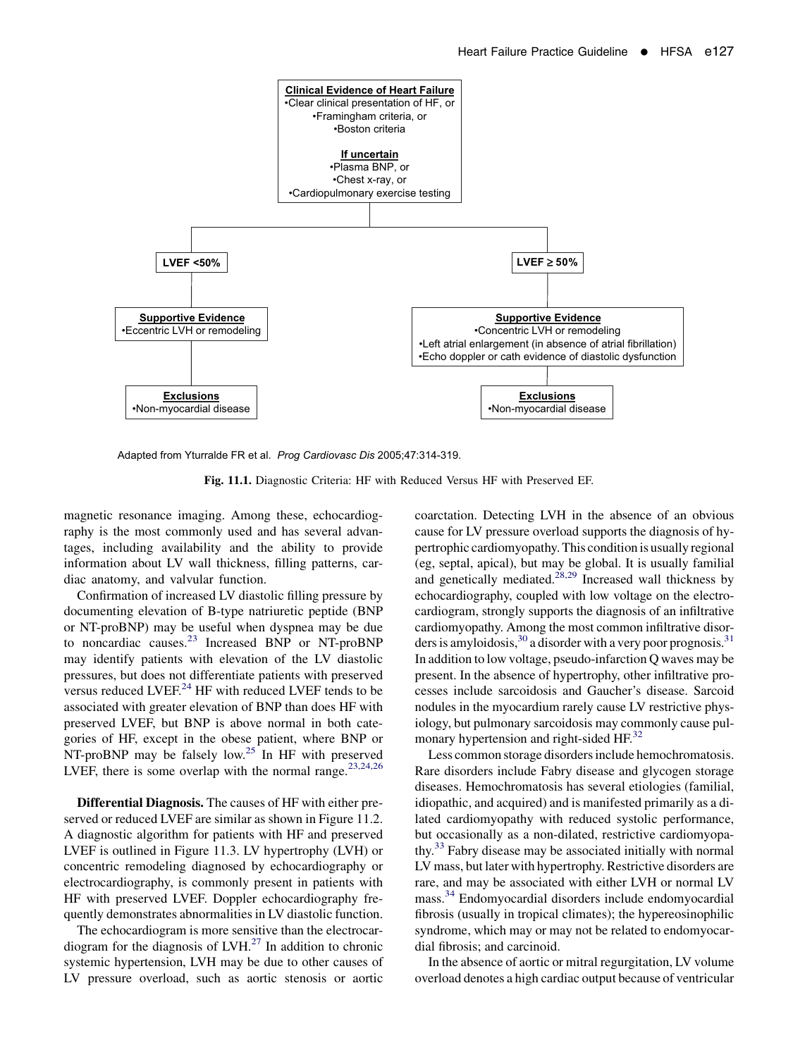**Clinical Evidence of Heart Failure**
- Clear clinical presentation of HF, or
- Framingham criteria, or
- Boston criteria

**If uncertain**
- Plasma BNP, or
- Chest x-ray, or
- Cardiopulmonary exercise testing

**LVEF <50%**

**Supportive Evidence**
- Eccentric LVH or remodeling

**Exclusions**
- Non-myocardial disease

**LVEF ≥ 50%**

**Supportive Evidence**
- Concentric LVH or remodeling
- Left atrial enlargement (in absence of atrial fibrillation)
- Echo doppler or cath evidence of diastolic dysfunction

**Exclusions**
- Non-myocardial disease

Adapted from Yturralde FR et al. *Prog Cardiovasc Dis* 2005;47:314-319.

**Fig. 11.1.** Diagnostic Criteria: HF with Reduced Versus HF with Preserved EF.

magnetic resonance imaging. Among these, echocardiography is the most commonly used and has several advantages, including availability and the ability to provide information about LV wall thickness, filling patterns, cardiac anatomy, and valvular function.

Confirmation of increased LV diastolic filling pressure by documenting elevation of B-type natriuretic peptide (BNP or NT-proBNP) may be useful when dyspnea may be due to noncardiac causes.[23] Increased BNP or NT-proBNP may identify patients with elevation of the LV diastolic pressures, but does not differentiate patients with preserved versus reduced LVEF.[24] HF with reduced LVEF tends to be associated with greater elevation of BNP than does HF with preserved LVEF, but BNP is above normal in both categories of HF, except in the obese patient, where BNP or NT-proBNP may be falsely low.[25] In HF with preserved LVEF, there is some overlap with the normal range.[23,24,26]

**Differential Diagnosis.** The causes of HF with either preserved or reduced LVEF are similar as shown in Figure 11.2. A diagnostic algorithm for patients with HF and preserved LVEF is outlined in Figure 11.3. LV hypertrophy (LVH) or concentric remodeling diagnosed by echocardiography or electrocardiography, is commonly present in patients with HF with preserved LVEF. Doppler echocardiography frequently demonstrates abnormalities in LV diastolic function.

The echocardiogram is more sensitive than the electrocardiogram for the diagnosis of LVH.[27] In addition to chronic systemic hypertension, LVH may be due to other causes of LV pressure overload, such as aortic stenosis or aortic coarctation. Detecting LVH in the absence of an obvious cause for LV pressure overload supports the diagnosis of hypertrophic cardiomyopathy. This condition is usually regional (eg, septal, apical), but may be global. It is usually familial and genetically mediated.[28,29] Increased wall thickness by echocardiography, coupled with low voltage on the electrocardiogram, strongly supports the diagnosis of an infiltrative cardiomyopathy. Among the most common infiltrative disorders is amyloidosis,[30] a disorder with a very poor prognosis.[31] In addition to low voltage, pseudo-infarction Q waves may be present. In the absence of hypertrophy, other infiltrative processes include sarcoidosis and Gaucher's disease. Sarcoid nodules in the myocardium rarely cause LV restrictive physiology, but pulmonary sarcoidosis may commonly cause pulmonary hypertension and right-sided HF.[32]

Less common storage disorders include hemochromatosis. Rare disorders include Fabry disease and glycogen storage diseases. Hemochromatosis has several etiologies (familial, idiopathic, and acquired) and is manifested primarily as a dilated cardiomyopathy with reduced systolic performance, but occasionally as a non-dilated, restrictive cardiomyopathy.[33] Fabry disease may be associated initially with normal LV mass, but later with hypertrophy. Restrictive disorders are rare, and may be associated with either LVH or normal LV mass.[34] Endomyocardial disorders include endomyocardial fibrosis (usually in tropical climates); the hypereosinophilic syndrome, which may or may not be related to endomyocardial fibrosis; and carcinoid.

In the absence of aortic or mitral regurgitation, LV volume overload denotes a high cardiac output because of ventricular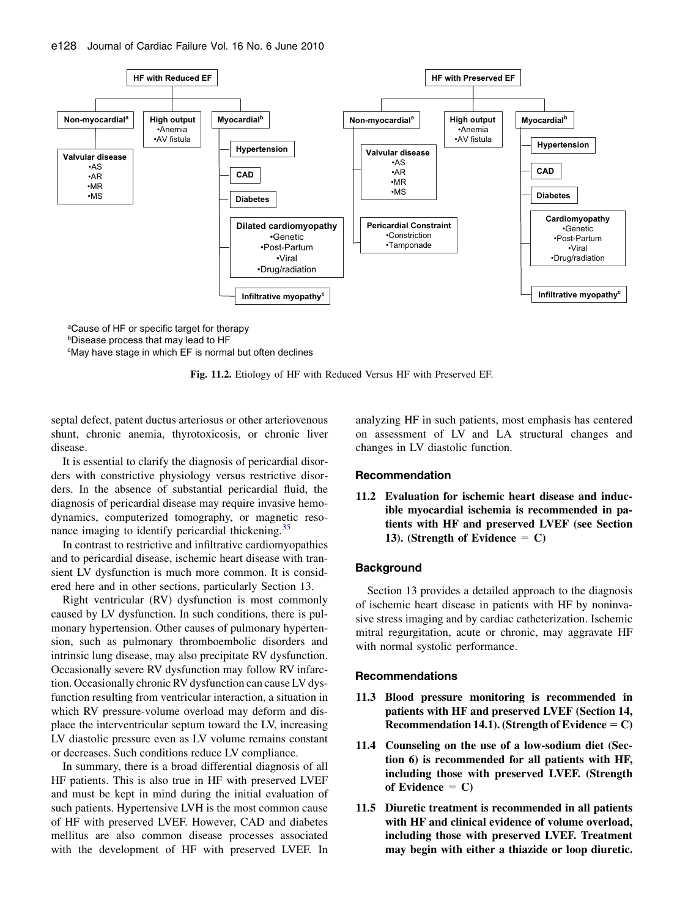HF with Reduced EF

- Non-myocardial[a]
  - Valvular disease
    - AS
    - AR
    - MR
    - MS
- High output
  - Anemia
  - AV fistula
- Myocardial[b]
  - Hypertension
  - CAD
  - Diabetes
  - Dilated cardiomyopathy
    - Genetic
    - Post-Partum
    - Viral
    - Drug/radiation
  - Infiltrative myopathy[c]

HF with Preserved EF

- Non-myocardial[a]
  - Valvular disease
    - AS
    - AR
    - MR
    - MS
  - Pericardial Constraint
    - Constriction
    - Tamponade
- High output
  - Anemia
  - AV fistula
- Myocardial[b]
  - Hypertension
  - CAD
  - Diabetes
  - Cardiomyopathy
    - Genetic
    - Post-Partum
    - Viral
    - Drug/radiation
  - Infiltrative myopathy[c]

[a]Cause of HF or specific target for therapy
[b]Disease process that may lead to HF
[c]May have stage in which EF is normal but often declines

**Fig. 11.2.** Etiology of HF with Reduced Versus HF with Preserved EF.

septal defect, patent ductus arteriosus or other arteriovenous shunt, chronic anemia, thyrotoxicosis, or chronic liver disease.

It is essential to clarify the diagnosis of pericardial disorders with constrictive physiology versus restrictive disorders. In the absence of substantial pericardial fluid, the diagnosis of pericardial disease may require invasive hemodynamics, computerized tomography, or magnetic resonance imaging to identify pericardial thickening.[35]

In contrast to restrictive and infiltrative cardiomyopathies and to pericardial disease, ischemic heart disease with transient LV dysfunction is much more common. It is considered here and in other sections, particularly Section 13.

Right ventricular (RV) dysfunction is most commonly caused by LV dysfunction. In such conditions, there is pulmonary hypertension. Other causes of pulmonary hypertension, such as pulmonary thromboembolic disorders and intrinsic lung disease, may also precipitate RV dysfunction. Occasionally severe RV dysfunction may follow RV infarction. Occasionally chronic RV dysfunction can cause LV dysfunction resulting from ventricular interaction, a situation in which RV pressure-volume overload may deform and displace the interventricular septum toward the LV, increasing LV diastolic pressure even as LV volume remains constant or decreases. Such conditions reduce LV compliance.

In summary, there is a broad differential diagnosis of all HF patients. This is also true in HF with preserved LVEF and must be kept in mind during the initial evaluation of such patients. Hypertensive LVH is the most common cause of HF with preserved LVEF. However, CAD and diabetes mellitus are also common disease processes associated with the development of HF with preserved LVEF. In analyzing HF in such patients, most emphasis has centered on assessment of LV and LA structural changes and changes in LV diastolic function.

### Recommendation

**11.2 Evaluation for ischemic heart disease and inducible myocardial ischemia is recommended in patients with HF and preserved LVEF (see Section 13). (Strength of Evidence = C)**

### Background

Section 13 provides a detailed approach to the diagnosis of ischemic heart disease in patients with HF by noninvasive stress imaging and by cardiac catheterization. Ischemic mitral regurgitation, acute or chronic, may aggravate HF with normal systolic performance.

### Recommendations

**11.3 Blood pressure monitoring is recommended in patients with HF and preserved LVEF (Section 14, Recommendation 14.1). (Strength of Evidence = C)**

**11.4 Counseling on the use of a low-sodium diet (Section 6) is recommended for all patients with HF, including those with preserved LVEF. (Strength of Evidence = C)**

**11.5 Diuretic treatment is recommended in all patients with HF and clinical evidence of volume overload, including those with preserved LVEF. Treatment may begin with either a thiazide or loop diuretic.**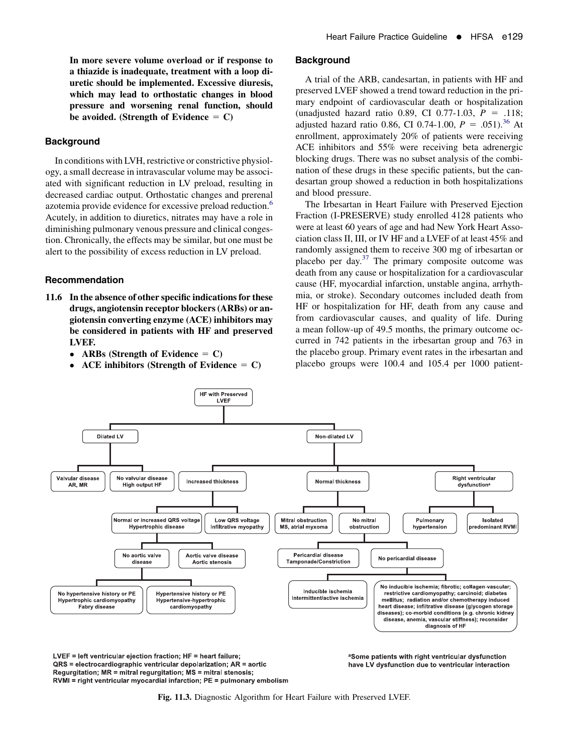**In more severe volume overload or if response to a thiazide is inadequate, treatment with a loop diuretic should be implemented. Excessive diuresis, which may lead to orthostatic changes in blood pressure and worsening renal function, should be avoided. (Strength of Evidence = C)**

### Background

In conditions with LVH, restrictive or constrictive physiology, a small decrease in intravascular volume may be associated with significant reduction in LV preload, resulting in decreased cardiac output. Orthostatic changes and prerenal azotemia provide evidence for excessive preload reduction.[6] Acutely, in addition to diuretics, nitrates may have a role in diminishing pulmonary venous pressure and clinical congestion. Chronically, the effects may be similar, but one must be alert to the possibility of excess reduction in LV preload.

### Recommendation

**11.6 In the absence of other specific indications for these drugs, angiotensin receptor blockers (ARBs) or angiotensin converting enzyme (ACE) inhibitors may be considered in patients with HF and preserved LVEF.**

- **ARBs (Strength of Evidence = C)**
- **ACE inhibitors (Strength of Evidence = C)**

### Background

A trial of the ARB, candesartan, in patients with HF and preserved LVEF showed a trend toward reduction in the primary endpoint of cardiovascular death or hospitalization (unadjusted hazard ratio 0.89, CI 0.77-1.03, $P = .118$; adjusted hazard ratio 0.86, CI 0.74-1.00, $P = .051$).[36] At enrollment, approximately 20% of patients were receiving ACE inhibitors and 55% were receiving beta adrenergic blocking drugs. There was no subset analysis of the combination of these drugs in these specific patients, but the candesartan group showed a reduction in both hospitalizations and blood pressure.

The Irbesartan in Heart Failure with Preserved Ejection Fraction (I-PRESERVE) study enrolled 4128 patients who were at least 60 years of age and had New York Heart Association class II, III, or IV HF and a LVEF of at least 45% and randomly assigned them to receive 300 mg of irbesartan or placebo per day.[37] The primary composite outcome was death from any cause or hospitalization for a cardiovascular cause (HF, myocardial infarction, unstable angina, arrhythmia, or stroke). Secondary outcomes included death from HF or hospitalization for HF, death from any cause and from cardiovascular causes, and quality of life. During a mean follow-up of 49.5 months, the primary outcome occurred in 742 patients in the irbesartan group and 763 in the placebo group. Primary event rates in the irbesartan and placebo groups were 100.4 and 105.4 per 1000 patient-

- HF with Preserved LVEF
  - Dilated LV
    - Valvular disease AR, MR
    - No valvular disease High output HF
  - Non-dilated LV
    - Increased thickness
      - Normal or increased QRS voltage Hypertrophic disease
        - No aortic valve disease
          - No hypertensive history or PE Hypertrophic cardiomyopathy Fabry disease
          - Hypertensive history or PE Hypertensive-hypertrophic cardiomyopathy
        - Aortic valve disease Aortic stenosis
      - Low QRS voltage Infiltrative myopathy
    - Normal thickness
      - Mitral obstruction MS, atrial myxoma
      - No mitral obstruction
        - Pericardial disease Tamponade/Constriction
        - No pericardial disease
          - Inducible ischemia Intermittent/active ischemia
          - No inducible ischemia; fibrotic; collagen-vascular; restrictive cardiomyopathy; carcinoid; diabetes mellitus; radiation and/or chemotherapy induced heart disease; infiltrative disease (glycogen storage diseases); co-morbid conditions (e.g. chronic kidney disease, anemia, vascular stiffness); reconsider diagnosis of HF
    - Right ventricular dysfunction[a]
      - Pulmonary hypertension
      - Isolated predominant RVMI

LVEF = left ventricular ejection fraction; HF = heart failure; QRS = electrocardiographic ventricular depolarization; AR = aortic Regurgitation; MR = mitral regurgitation; MS = mitral stenosis; RVMI = right ventricular myocardial infarction; PE = pulmonary embolism

[a]Some patients with right ventricular dysfunction have LV dysfunction due to ventricular interaction

**Fig. 11.3.** Diagnostic Algorithm for Heart Failure with Preserved LVEF.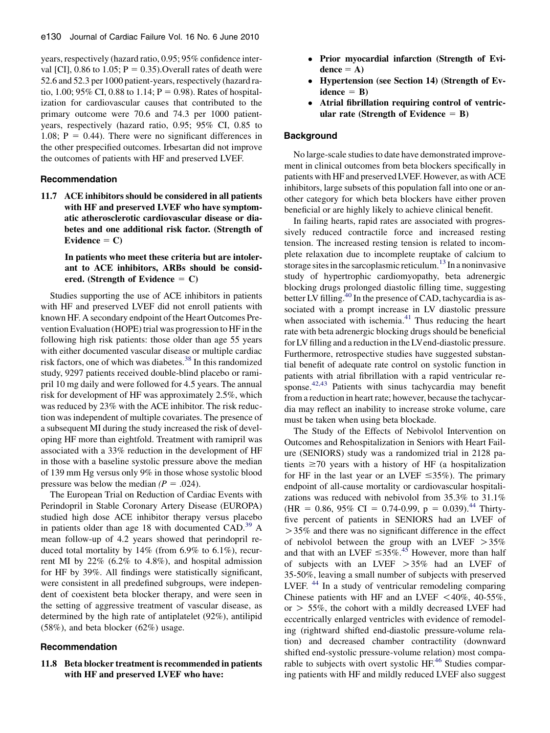years, respectively (hazard ratio, 0.95; 95% confidence interval [CI], 0.86 to 1.05; P = 0.35).Overall rates of death were 52.6 and 52.3 per 1000 patient-years, respectively (hazard ratio, 1.00; 95% CI, 0.88 to 1.14; P = 0.98). Rates of hospitalization for cardiovascular causes that contributed to the primary outcome were 70.6 and 74.3 per 1000 patient-years, respectively (hazard ratio, 0.95; 95% CI, 0.85 to 1.08; P = 0.44). There were no significant differences in the other prespecified outcomes. Irbesartan did not improve the outcomes of patients with HF and preserved LVEF.

### Recommendation

**11.7 ACE inhibitors should be considered in all patients with HF and preserved LVEF who have symptomatic atherosclerotic cardiovascular disease or diabetes and one additional risk factor. (Strength of Evidence = C)**

**In patients who meet these criteria but are intolerant to ACE inhibitors, ARBs should be considered. (Strength of Evidence = C)**

Studies supporting the use of ACE inhibitors in patients with HF and preserved LVEF did not enroll patients with known HF. A secondary endpoint of the Heart Outcomes Prevention Evaluation (HOPE) trial was progression to HF in the following high risk patients: those older than age 55 years with either documented vascular disease or multiple cardiac risk factors, one of which was diabetes.[38] In this randomized study, 9297 patients received double-blind placebo or ramipril 10 mg daily and were followed for 4.5 years. The annual risk for development of HF was approximately 2.5%, which was reduced by 23% with the ACE inhibitor. The risk reduction was independent of multiple covariates. The presence of a subsequent MI during the study increased the risk of developing HF more than eightfold. Treatment with ramipril was associated with a 33% reduction in the development of HF in those with a baseline systolic pressure above the median of 139 mm Hg versus only 9% in those whose systolic blood pressure was below the median *(P = .024)*.

The European Trial on Reduction of Cardiac Events with Perindopril in Stable Coronary Artery Disease (EUROPA) studied high dose ACE inhibitor therapy versus placebo in patients older than age 18 with documented CAD.[39] A mean follow-up of 4.2 years showed that perindopril reduced total mortality by 14% (from 6.9% to 6.1%), recurrent MI by 22% (6.2% to 4.8%), and hospital admission for HF by 39%. All findings were statistically significant, were consistent in all predefined subgroups, were independent of coexistent beta blocker therapy, and were seen in the setting of aggressive treatment of vascular disease, as determined by the high rate of antiplatelet (92%), antilipid (58%), and beta blocker (62%) usage.

### Recommendation

**11.8 Beta blocker treatment is recommended in patients with HF and preserved LVEF who have:**

- **Prior myocardial infarction (Strength of Evidence = A)**
- **Hypertension (see Section 14) (Strength of Evidence = B)**
- **Atrial fibrillation requiring control of ventricular rate (Strength of Evidence = B)**

### Background

No large-scale studies to date have demonstrated improvement in clinical outcomes from beta blockers specifically in patients with HF and preserved LVEF. However, as with ACE inhibitors, large subsets of this population fall into one or another category for which beta blockers have either proven beneficial or are highly likely to achieve clinical benefit.

In failing hearts, rapid rates are associated with progressively reduced contractile force and increased resting tension. The increased resting tension is related to incomplete relaxation due to incomplete reuptake of calcium to storage sites in the sarcoplasmic reticulum.[13] In a noninvasive study of hypertrophic cardiomyopathy, beta adrenergic blocking drugs prolonged diastolic filling time, suggesting better LV filling.[40] In the presence of CAD, tachycardia is associated with a prompt increase in LV diastolic pressure when associated with ischemia.[41] Thus reducing the heart rate with beta adrenergic blocking drugs should be beneficial for LV filling and a reduction in the LV end-diastolic pressure. Furthermore, retrospective studies have suggested substantial benefit of adequate rate control on systolic function in patients with atrial fibrillation with a rapid ventricular response.[42,43] Patients with sinus tachycardia may benefit from a reduction in heart rate; however, because the tachycardia may reflect an inability to increase stroke volume, care must be taken when using beta blockade.

The Study of the Effects of Nebivolol Intervention on Outcomes and Rehospitalization in Seniors with Heart Failure (SENIORS) study was a randomized trial in 2128 patients ≥70 years with a history of HF (a hospitalization for HF in the last year or an LVEF ≤35%). The primary endpoint of all-cause mortality or cardiovascular hospitalizations was reduced with nebivolol from 35.3% to 31.1% (HR = 0.86, 95% CI = 0.74-0.99, p = 0.039).[44] Thirty-five percent of patients in SENIORS had an LVEF of >35% and there was no significant difference in the effect of nebivolol between the group with an LVEF >35% and that with an LVEF ≤35%.[45] However, more than half of subjects with an LVEF >35% had an LVEF of 35-50%, leaving a small number of subjects with preserved LVEF.[44] In a study of ventricular remodeling comparing Chinese patients with HF and an LVEF <40%, 40-55%, or > 55%, the cohort with a mildly decreased LVEF had eccentrically enlarged ventricles with evidence of remodeling (rightward shifted end-diastolic pressure-volume relation) and decreased chamber contractility (downward shifted end-systolic pressure-volume relation) most comparable to subjects with overt systolic HF.[46] Studies comparing patients with HF and mildly reduced LVEF also suggest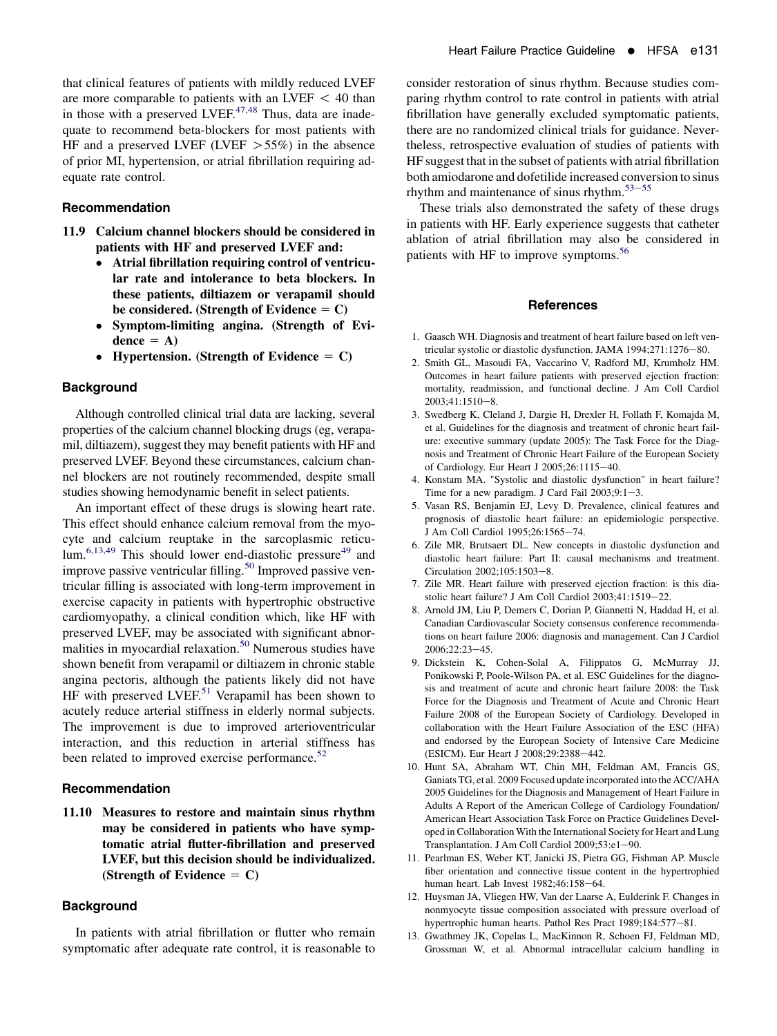that clinical features of patients with mildly reduced LVEF are more comparable to patients with an LVEF < 40 than in those with a preserved LVEF.[47,48] Thus, data are inadequate to recommend beta-blockers for most patients with HF and a preserved LVEF (LVEF > 55%) in the absence of prior MI, hypertension, or atrial fibrillation requiring adequate rate control.

### Recommendation

**11.9 Calcium channel blockers should be considered in patients with HF and preserved LVEF and:**

- **Atrial fibrillation requiring control of ventricular rate and intolerance to beta blockers. In these patients, diltiazem or verapamil should be considered. (Strength of Evidence = C)**
- **Symptom-limiting angina. (Strength of Evidence = A)**
- **Hypertension. (Strength of Evidence = C)**

### Background

Although controlled clinical trial data are lacking, several properties of the calcium channel blocking drugs (eg, verapamil, diltiazem), suggest they may benefit patients with HF and preserved LVEF. Beyond these circumstances, calcium channel blockers are not routinely recommended, despite small studies showing hemodynamic benefit in select patients.

An important effect of these drugs is slowing heart rate. This effect should enhance calcium removal from the myocyte and calcium reuptake in the sarcoplasmic reticulum.[6,13,49] This should lower end-diastolic pressure[49] and improve passive ventricular filling.[50] Improved passive ventricular filling is associated with long-term improvement in exercise capacity in patients with hypertrophic obstructive cardiomyopathy, a clinical condition which, like HF with preserved LVEF, may be associated with significant abnormalities in myocardial relaxation.[50] Numerous studies have shown benefit from verapamil or diltiazem in chronic stable angina pectoris, although the patients likely did not have HF with preserved LVEF.[51] Verapamil has been shown to acutely reduce arterial stiffness in elderly normal subjects. The improvement is due to improved arterioventricular interaction, and this reduction in arterial stiffness has been related to improved exercise performance.[52]

### Recommendation

**11.10 Measures to restore and maintain sinus rhythm may be considered in patients who have symptomatic atrial flutter-fibrillation and preserved LVEF, but this decision should be individualized. (Strength of Evidence = C)**

### Background

In patients with atrial fibrillation or flutter who remain symptomatic after adequate rate control, it is reasonable to consider restoration of sinus rhythm. Because studies comparing rhythm control to rate control in patients with atrial fibrillation have generally excluded symptomatic patients, there are no randomized clinical trials for guidance. Nevertheless, retrospective evaluation of studies of patients with HF suggest that in the subset of patients with atrial fibrillation both amiodarone and dofetilide increased conversion to sinus rhythm and maintenance of sinus rhythm.[53–55]

These trials also demonstrated the safety of these drugs in patients with HF. Early experience suggests that catheter ablation of atrial fibrillation may also be considered in patients with HF to improve symptoms.[56]

## References

1. Gaasch WH. Diagnosis and treatment of heart failure based on left ventricular systolic or diastolic dysfunction. JAMA 1994;271:1276–80.
2. Smith GL, Masoudi FA, Vaccarino V, Radford MJ, Krumholz HM. Outcomes in heart failure patients with preserved ejection fraction: mortality, readmission, and functional decline. J Am Coll Cardiol 2003;41:1510–8.
3. Swedberg K, Cleland J, Dargie H, Drexler H, Follath F, Komajda M, et al. Guidelines for the diagnosis and treatment of chronic heart failure: executive summary (update 2005): The Task Force for the Diagnosis and Treatment of Chronic Heart Failure of the European Society of Cardiology. Eur Heart J 2005;26:1115–40.
4. Konstam MA. "Systolic and diastolic dysfunction" in heart failure? Time for a new paradigm. J Card Fail 2003;9:1–3.
5. Vasan RS, Benjamin EJ, Levy D. Prevalence, clinical features and prognosis of diastolic heart failure: an epidemiologic perspective. J Am Coll Cardiol 1995;26:1565–74.
6. Zile MR, Brutsaert DL. New concepts in diastolic dysfunction and diastolic heart failure: Part II: causal mechanisms and treatment. Circulation 2002;105:1503–8.
7. Zile MR. Heart failure with preserved ejection fraction: is this diastolic heart failure? J Am Coll Cardiol 2003;41:1519–22.
8. Arnold JM, Liu P, Demers C, Dorian P, Giannetti N, Haddad H, et al. Canadian Cardiovascular Society consensus conference recommendations on heart failure 2006: diagnosis and management. Can J Cardiol 2006;22:23–45.
9. Dickstein K, Cohen-Solal A, Filippatos G, McMurray JJ, Ponikowski P, Poole-Wilson PA, et al. ESC Guidelines for the diagnosis and treatment of acute and chronic heart failure 2008: the Task Force for the Diagnosis and Treatment of Acute and Chronic Heart Failure 2008 of the European Society of Cardiology. Developed in collaboration with the Heart Failure Association of the ESC (HFA) and endorsed by the European Society of Intensive Care Medicine (ESICM). Eur Heart J 2008;29:2388–442.
10. Hunt SA, Abraham WT, Chin MH, Feldman AM, Francis GS, Ganiats TG, et al. 2009 Focused update incorporated into the ACC/AHA 2005 Guidelines for the Diagnosis and Management of Heart Failure in Adults A Report of the American College of Cardiology Foundation/American Heart Association Task Force on Practice Guidelines Developed in Collaboration With the International Society for Heart and Lung Transplantation. J Am Coll Cardiol 2009;53:e1–90.
11. Pearlman ES, Weber KT, Janicki JS, Pietra GG, Fishman AP. Muscle fiber orientation and connective tissue content in the hypertrophied human heart. Lab Invest 1982;46:158–64.
12. Huysman JA, Vliegen HW, Van der Laarse A, Eulderink F. Changes in nonmyocyte tissue composition associated with pressure overload of hypertrophic human hearts. Pathol Res Pract 1989;184:577–81.
13. Gwathmey JK, Copelas L, MacKinnon R, Schoen FJ, Feldman MD, Grossman W, et al. Abnormal intracellular calcium handling in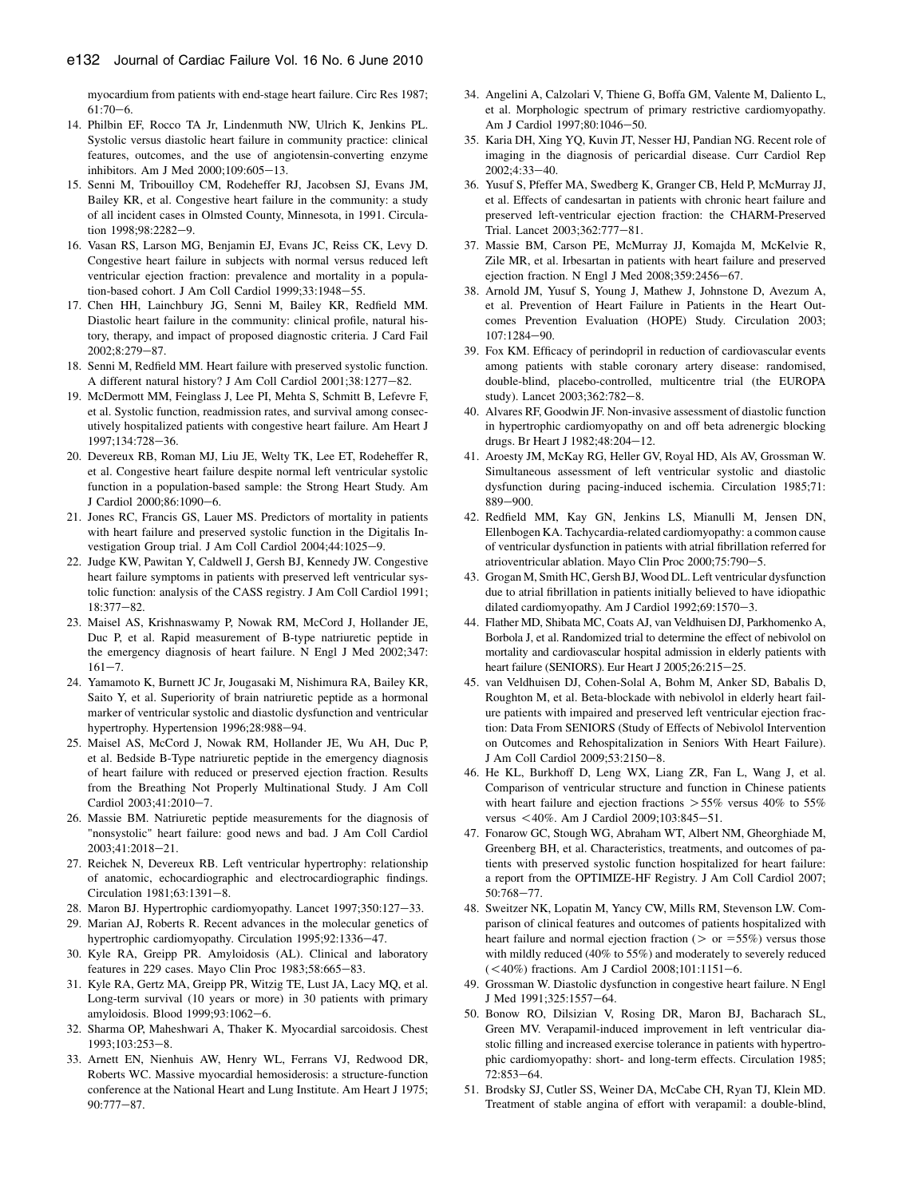myocardium from patients with end-stage heart failure. Circ Res 1987; 61:70–6.

14. Philbin EF, Rocco TA Jr, Lindenmuth NW, Ulrich K, Jenkins PL. Systolic versus diastolic heart failure in community practice: clinical features, outcomes, and the use of angiotensin-converting enzyme inhibitors. Am J Med 2000;109:605–13.
15. Senni M, Tribouilloy CM, Rodeheffer RJ, Jacobsen SJ, Evans JM, Bailey KR, et al. Congestive heart failure in the community: a study of all incident cases in Olmsted County, Minnesota, in 1991. Circulation 1998;98:2282–9.
16. Vasan RS, Larson MG, Benjamin EJ, Evans JC, Reiss CK, Levy D. Congestive heart failure in subjects with normal versus reduced left ventricular ejection fraction: prevalence and mortality in a population-based cohort. J Am Coll Cardiol 1999;33:1948–55.
17. Chen HH, Lainchbury JG, Senni M, Bailey KR, Redfield MM. Diastolic heart failure in the community: clinical profile, natural history, therapy, and impact of proposed diagnostic criteria. J Card Fail 2002;8:279–87.
18. Senni M, Redfield MM. Heart failure with preserved systolic function. A different natural history? J Am Coll Cardiol 2001;38:1277–82.
19. McDermott MM, Feinglass J, Lee PI, Mehta S, Schmitt B, Lefevre F, et al. Systolic function, readmission rates, and survival among consecutively hospitalized patients with congestive heart failure. Am Heart J 1997;134:728–36.
20. Devereux RB, Roman MJ, Liu JE, Welty TK, Lee ET, Rodeheffer R, et al. Congestive heart failure despite normal left ventricular systolic function in a population-based sample: the Strong Heart Study. Am J Cardiol 2000;86:1090–6.
21. Jones RC, Francis GS, Lauer MS. Predictors of mortality in patients with heart failure and preserved systolic function in the Digitalis Investigation Group trial. J Am Coll Cardiol 2004;44:1025–9.
22. Judge KW, Pawitan Y, Caldwell J, Gersh BJ, Kennedy JW. Congestive heart failure symptoms in patients with preserved left ventricular systolic function: analysis of the CASS registry. J Am Coll Cardiol 1991; 18:377–82.
23. Maisel AS, Krishnaswamy P, Nowak RM, McCord J, Hollander JE, Duc P, et al. Rapid measurement of B-type natriuretic peptide in the emergency diagnosis of heart failure. N Engl J Med 2002;347: 161–7.
24. Yamamoto K, Burnett JC Jr, Jougasaki M, Nishimura RA, Bailey KR, Saito Y, et al. Superiority of brain natriuretic peptide as a hormonal marker of ventricular systolic and diastolic dysfunction and ventricular hypertrophy. Hypertension 1996;28:988–94.
25. Maisel AS, McCord J, Nowak RM, Hollander JE, Wu AH, Duc P, et al. Bedside B-Type natriuretic peptide in the emergency diagnosis of heart failure with reduced or preserved ejection fraction. Results from the Breathing Not Properly Multinational Study. J Am Coll Cardiol 2003;41:2010–7.
26. Massie BM. Natriuretic peptide measurements for the diagnosis of "nonsystolic" heart failure: good news and bad. J Am Coll Cardiol 2003;41:2018–21.
27. Reichek N, Devereux RB. Left ventricular hypertrophy: relationship of anatomic, echocardiographic and electrocardiographic findings. Circulation 1981;63:1391–8.
28. Maron BJ. Hypertrophic cardiomyopathy. Lancet 1997;350:127–33.
29. Marian AJ, Roberts R. Recent advances in the molecular genetics of hypertrophic cardiomyopathy. Circulation 1995;92:1336–47.
30. Kyle RA, Greipp PR. Amyloidosis (AL). Clinical and laboratory features in 229 cases. Mayo Clin Proc 1983;58:665–83.
31. Kyle RA, Gertz MA, Greipp PR, Witzig TE, Lust JA, Lacy MQ, et al. Long-term survival (10 years or more) in 30 patients with primary amyloidosis. Blood 1999;93:1062–6.
32. Sharma OP, Maheshwari A, Thaker K. Myocardial sarcoidosis. Chest 1993;103:253–8.
33. Arnett EN, Nienhuis AW, Henry WL, Ferrans VJ, Redwood DR, Roberts WC. Massive myocardial hemosiderosis: a structure-function conference at the National Heart and Lung Institute. Am Heart J 1975; 90:777–87.
34. Angelini A, Calzolari V, Thiene G, Boffa GM, Valente M, Daliento L, et al. Morphologic spectrum of primary restrictive cardiomyopathy. Am J Cardiol 1997;80:1046–50.
35. Karia DH, Xing YQ, Kuvin JT, Nesser HJ, Pandian NG. Recent role of imaging in the diagnosis of pericardial disease. Curr Cardiol Rep 2002;4:33–40.
36. Yusuf S, Pfeffer MA, Swedberg K, Granger CB, Held P, McMurray JJ, et al. Effects of candesartan in patients with chronic heart failure and preserved left-ventricular ejection fraction: the CHARM-Preserved Trial. Lancet 2003;362:777–81.
37. Massie BM, Carson PE, McMurray JJ, Komajda M, McKelvie R, Zile MR, et al. Irbesartan in patients with heart failure and preserved ejection fraction. N Engl J Med 2008;359:2456–67.
38. Arnold JM, Yusuf S, Young J, Mathew J, Johnstone D, Avezum A, et al. Prevention of Heart Failure in Patients in the Heart Outcomes Prevention Evaluation (HOPE) Study. Circulation 2003; 107:1284–90.
39. Fox KM. Efficacy of perindopril in reduction of cardiovascular events among patients with stable coronary artery disease: randomised, double-blind, placebo-controlled, multicentre trial (the EUROPA study). Lancet 2003;362:782–8.
40. Alvares RF, Goodwin JF. Non-invasive assessment of diastolic function in hypertrophic cardiomyopathy on and off beta adrenergic blocking drugs. Br Heart J 1982;48:204–12.
41. Aroesty JM, McKay RG, Heller GV, Royal HD, Als AV, Grossman W. Simultaneous assessment of left ventricular systolic and diastolic dysfunction during pacing-induced ischemia. Circulation 1985;71: 889–900.
42. Redfield MM, Kay GN, Jenkins LS, Mianulli M, Jensen DN, Ellenbogen KA. Tachycardia-related cardiomyopathy: a common cause of ventricular dysfunction in patients with atrial fibrillation referred for atrioventricular ablation. Mayo Clin Proc 2000;75:790–5.
43. Grogan M, Smith HC, Gersh BJ, Wood DL. Left ventricular dysfunction due to atrial fibrillation in patients initially believed to have idiopathic dilated cardiomyopathy. Am J Cardiol 1992;69:1570–3.
44. Flather MD, Shibata MC, Coats AJ, van Veldhuisen DJ, Parkhomenko A, Borbola J, et al. Randomized trial to determine the effect of nebivolol on mortality and cardiovascular hospital admission in elderly patients with heart failure (SENIORS). Eur Heart J 2005;26:215–25.
45. van Veldhuisen DJ, Cohen-Solal A, Bohm M, Anker SD, Babalis D, Roughton M, et al. Beta-blockade with nebivolol in elderly heart failure patients with impaired and preserved left ventricular ejection fraction: Data From SENIORS (Study of Effects of Nebivolol Intervention on Outcomes and Rehospitalization in Seniors With Heart Failure). J Am Coll Cardiol 2009;53:2150–8.
46. He KL, Burkhoff D, Leng WX, Liang ZR, Fan L, Wang J, et al. Comparison of ventricular structure and function in Chinese patients with heart failure and ejection fractions >55% versus 40% to 55% versus <40%. Am J Cardiol 2009;103:845–51.
47. Fonarow GC, Stough WG, Abraham WT, Albert NM, Gheorghiade M, Greenberg BH, et al. Characteristics, treatments, and outcomes of patients with preserved systolic function hospitalized for heart failure: a report from the OPTIMIZE-HF Registry. J Am Coll Cardiol 2007; 50:768–77.
48. Sweitzer NK, Lopatin M, Yancy CW, Mills RM, Stevenson LW. Comparison of clinical features and outcomes of patients hospitalized with heart failure and normal ejection fraction (> or =55%) versus those with mildly reduced (40% to 55%) and moderately to severely reduced (<40%) fractions. Am J Cardiol 2008;101:1151–6.
49. Grossman W. Diastolic dysfunction in congestive heart failure. N Engl J Med 1991;325:1557–64.
50. Bonow RO, Dilsizian V, Rosing DR, Maron BJ, Bacharach SL, Green MV. Verapamil-induced improvement in left ventricular diastolic filling and increased exercise tolerance in patients with hypertrophic cardiomyopathy: short- and long-term effects. Circulation 1985; 72:853–64.
51. Brodsky SJ, Cutler SS, Weiner DA, McCabe CH, Ryan TJ, Klein MD. Treatment of stable angina of effort with verapamil: a double-blind,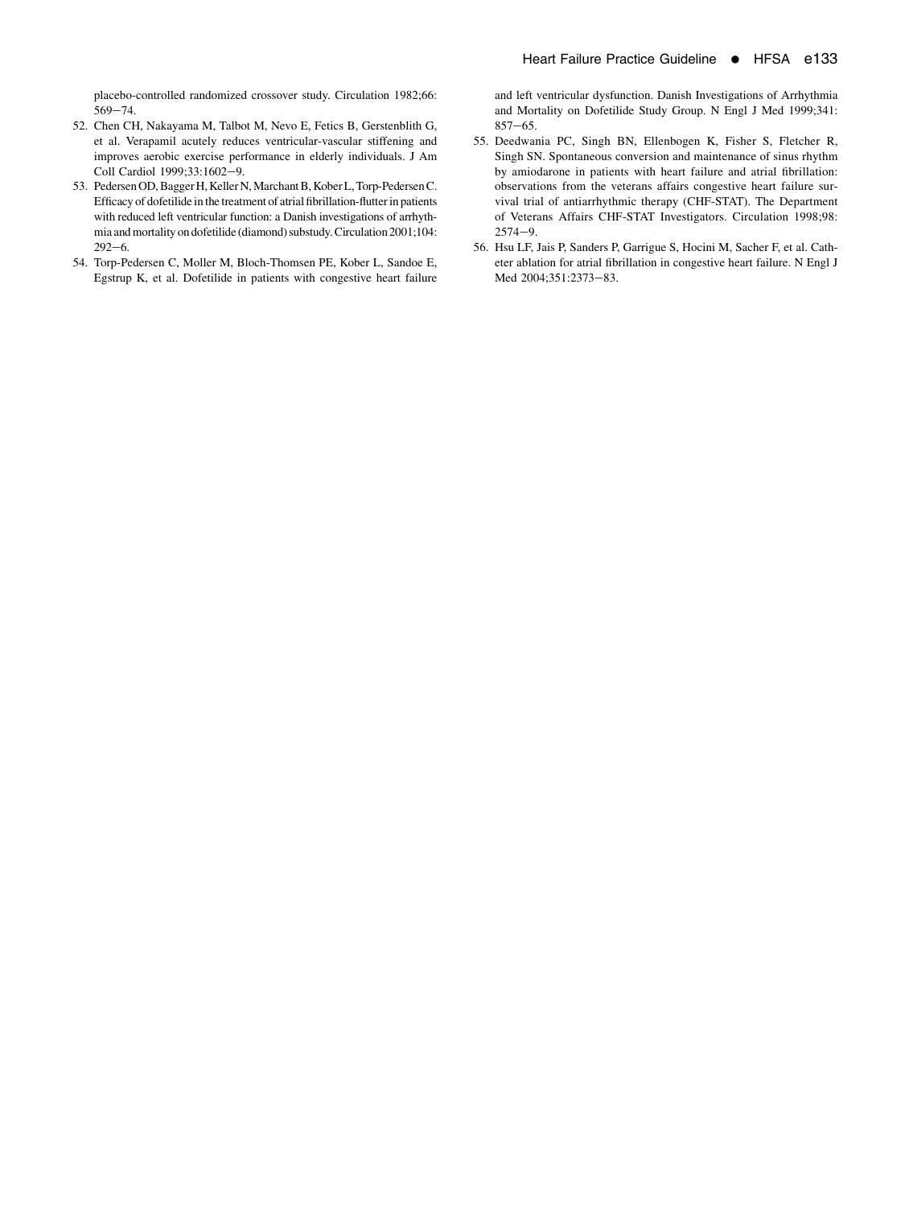placebo-controlled randomized crossover study. Circulation 1982;66: 569−74.

52. Chen CH, Nakayama M, Talbot M, Nevo E, Fetics B, Gerstenblith G, et al. Verapamil acutely reduces ventricular-vascular stiffening and improves aerobic exercise performance in elderly individuals. J Am Coll Cardiol 1999;33:1602−9.
53. Pedersen OD, Bagger H, Keller N, Marchant B, Kober L, Torp-Pedersen C. Efficacy of dofetilide in the treatment of atrial fibrillation-flutter in patients with reduced left ventricular function: a Danish investigations of arrhythmia and mortality on dofetilide (diamond) substudy. Circulation 2001;104: 292−6.
54. Torp-Pedersen C, Moller M, Bloch-Thomsen PE, Kober L, Sandoe E, Egstrup K, et al. Dofetilide in patients with congestive heart failure and left ventricular dysfunction. Danish Investigations of Arrhythmia and Mortality on Dofetilide Study Group. N Engl J Med 1999;341: 857−65.
55. Deedwania PC, Singh BN, Ellenbogen K, Fisher S, Fletcher R, Singh SN. Spontaneous conversion and maintenance of sinus rhythm by amiodarone in patients with heart failure and atrial fibrillation: observations from the veterans affairs congestive heart failure survival trial of antiarrhythmic therapy (CHF-STAT). The Department of Veterans Affairs CHF-STAT Investigators. Circulation 1998;98: 2574−9.
56. Hsu LF, Jais P, Sanders P, Garrigue S, Hocini M, Sacher F, et al. Catheter ablation for atrial fibrillation in congestive heart failure. N Engl J Med 2004;351:2373−83.